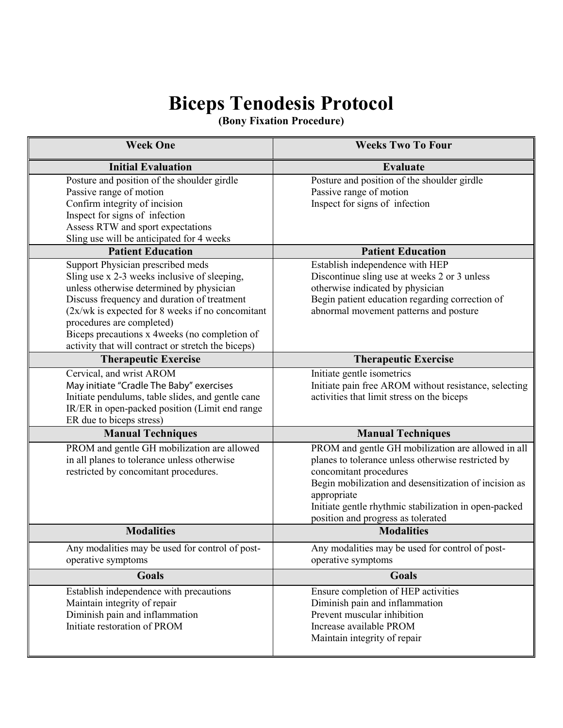# Biceps Tenodesis Protocol

**(Bony Fixation Procedure)**

| Week One | Weeks Two To Four |
|---|---|
| **Initial Evaluation** | **Evaluate** |
| Posture and position of the shoulder girdle<br>Passive range of motion<br>Confirm integrity of incision<br>Inspect for signs of infection<br>Assess RTW and sport expectations<br>Sling use will be anticipated for 4 weeks | Posture and position of the shoulder girdle<br>Passive range of motion<br>Inspect for signs of infection |
| **Patient Education** | **Patient Education** |
| Support Physician prescribed meds<br>Sling use x 2-3 weeks inclusive of sleeping, unless otherwise determined by physician<br>Discuss frequency and duration of treatment (2x/wk is expected for 8 weeks if no concomitant procedures are completed)<br>Biceps precautions x 4weeks (no completion of activity that will contract or stretch the biceps) | Establish independence with HEP<br>Discontinue sling use at weeks 2 or 3 unless otherwise indicated by physician<br>Begin patient education regarding correction of abnormal movement patterns and posture |
| **Therapeutic Exercise** | **Therapeutic Exercise** |
| Cervical, and wrist AROM<br>May initiate "Cradle The Baby" exercises<br>Initiate pendulums, table slides, and gentle cane IR/ER in open-packed position (Limit end range ER due to biceps stress) | Initiate gentle isometrics<br>Initiate pain free AROM without resistance, selecting activities that limit stress on the biceps |
| **Manual Techniques** | **Manual Techniques** |
| PROM and gentle GH mobilization are allowed in all planes to tolerance unless otherwise restricted by concomitant procedures. | PROM and gentle GH mobilization are allowed in all planes to tolerance unless otherwise restricted by concomitant procedures<br>Begin mobilization and desensitization of incision as appropriate<br>Initiate gentle rhythmic stabilization in open-packed position and progress as tolerated |
| **Modalities** | **Modalities** |
| Any modalities may be used for control of post-operative symptoms | Any modalities may be used for control of post-operative symptoms |
| **Goals** | **Goals** |
| Establish independence with precautions<br>Maintain integrity of repair<br>Diminish pain and inflammation<br>Initiate restoration of PROM | Ensure completion of HEP activities<br>Diminish pain and inflammation<br>Prevent muscular inhibition<br>Increase available PROM<br>Maintain integrity of repair |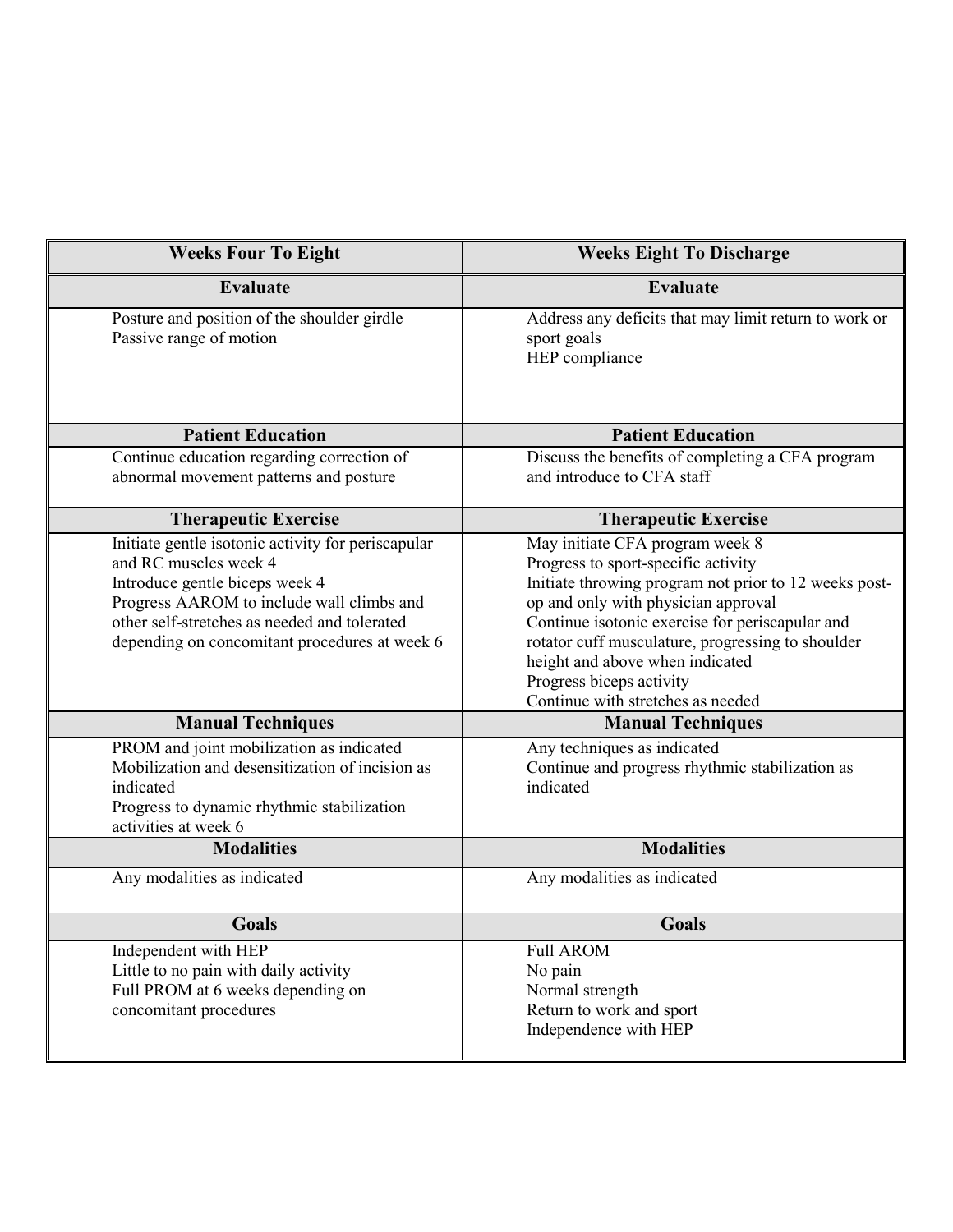| Weeks Four To Eight | Weeks Eight To Discharge |
|---|---|
| **Evaluate** | **Evaluate** |
| Posture and position of the shoulder girdle<br>Passive range of motion | Address any deficits that may limit return to work or sport goals<br>HEP compliance |
| **Patient Education** | **Patient Education** |
| Continue education regarding correction of abnormal movement patterns and posture | Discuss the benefits of completing a CFA program and introduce to CFA staff |
| **Therapeutic Exercise** | **Therapeutic Exercise** |
| Initiate gentle isotonic activity for periscapular and RC muscles week 4<br>Introduce gentle biceps week 4<br>Progress AAROM to include wall climbs and other self-stretches as needed and tolerated depending on concomitant procedures at week 6 | May initiate CFA program week 8<br>Progress to sport-specific activity<br>Initiate throwing program not prior to 12 weeks post-op and only with physician approval<br>Continue isotonic exercise for periscapular and rotator cuff musculature, progressing to shoulder height and above when indicated<br>Progress biceps activity<br>Continue with stretches as needed |
| **Manual Techniques** | **Manual Techniques** |
| PROM and joint mobilization as indicated<br>Mobilization and desensitization of incision as indicated<br>Progress to dynamic rhythmic stabilization activities at week 6 | Any techniques as indicated<br>Continue and progress rhythmic stabilization as indicated |
| **Modalities** | **Modalities** |
| Any modalities as indicated | Any modalities as indicated |
| **Goals** | **Goals** |
| Independent with HEP<br>Little to no pain with daily activity<br>Full PROM at 6 weeks depending on concomitant procedures | Full AROM<br>No pain<br>Normal strength<br>Return to work and sport<br>Independence with HEP |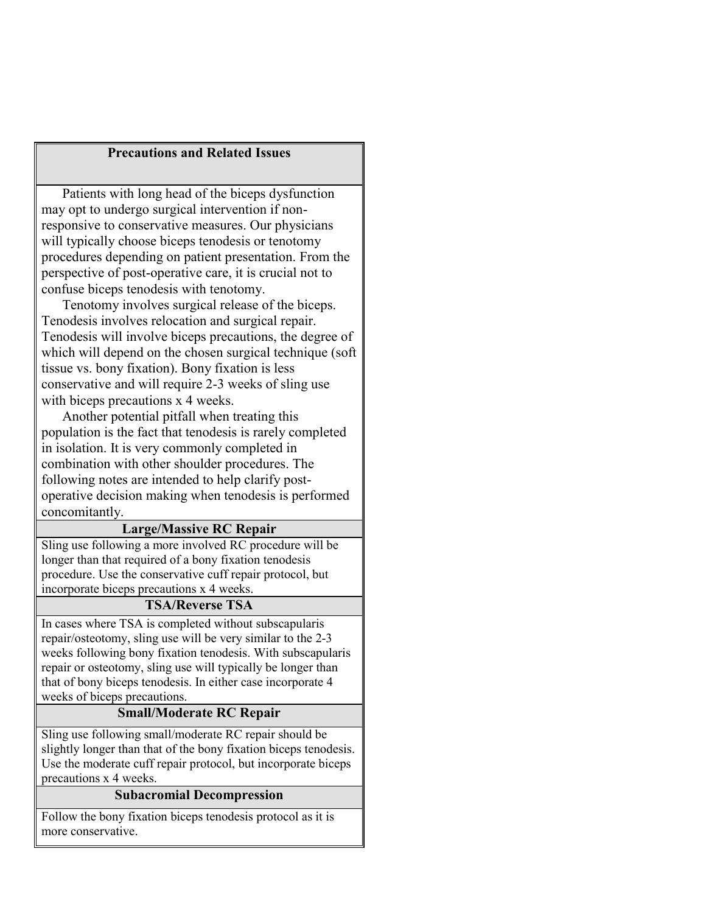## Precautions and Related Issues

Patients with long head of the biceps dysfunction may opt to undergo surgical intervention if non-responsive to conservative measures. Our physicians will typically choose biceps tenodesis or tenotomy procedures depending on patient presentation. From the perspective of post-operative care, it is crucial not to confuse biceps tenodesis with tenotomy.

Tenotomy involves surgical release of the biceps. Tenodesis involves relocation and surgical repair. Tenodesis will involve biceps precautions, the degree of which will depend on the chosen surgical technique (soft tissue vs. bony fixation). Bony fixation is less conservative and will require 2-3 weeks of sling use with biceps precautions x 4 weeks.

Another potential pitfall when treating this population is the fact that tenodesis is rarely completed in isolation. It is very commonly completed in combination with other shoulder procedures. The following notes are intended to help clarify post-operative decision making when tenodesis is performed concomitantly.

### Large/Massive RC Repair

Sling use following a more involved RC procedure will be longer than that required of a bony fixation tenodesis procedure. Use the conservative cuff repair protocol, but incorporate biceps precautions x 4 weeks.

### TSA/Reverse TSA

In cases where TSA is completed without subscapularis repair/osteotomy, sling use will be very similar to the 2-3 weeks following bony fixation tenodesis. With subscapularis repair or osteotomy, sling use will typically be longer than that of bony biceps tenodesis. In either case incorporate 4 weeks of biceps precautions.

### Small/Moderate RC Repair

Sling use following small/moderate RC repair should be slightly longer than that of the bony fixation biceps tenodesis. Use the moderate cuff repair protocol, but incorporate biceps precautions x 4 weeks.

### Subacromial Decompression

Follow the bony fixation biceps tenodesis protocol as it is more conservative.